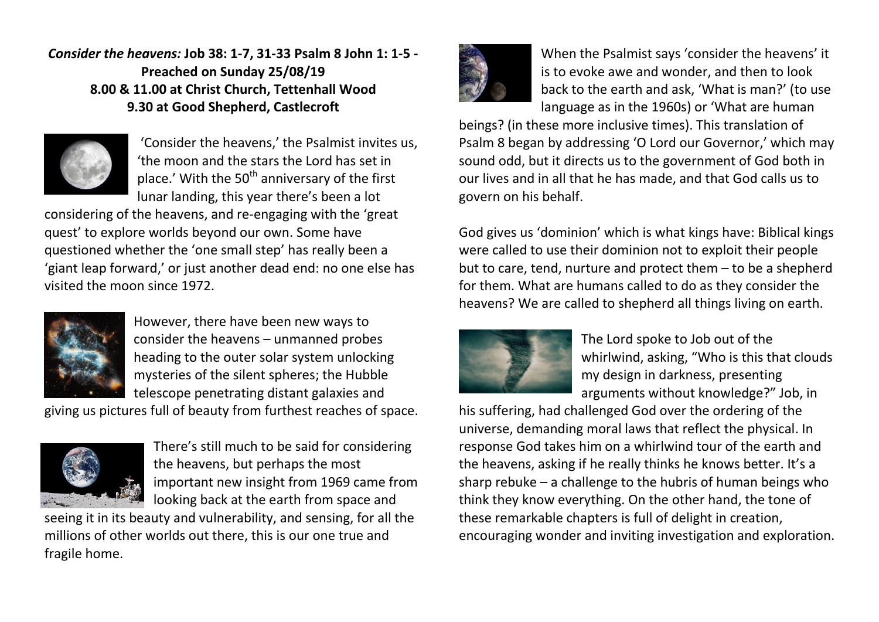***Consider the heavens:* Job 38: 1-7, 31-33 Psalm 8 John 1: 1-5 - Preached on Sunday 25/08/19**
**8.00 & 11.00 at Christ Church, Tettenhall Wood**
**9.30 at Good Shepherd, Castlecroft**

'Consider the heavens,' the Psalmist invites us, 'the moon and the stars the Lord has set in place.' With the 50th anniversary of the first lunar landing, this year there's been a lot considering of the heavens, and re-engaging with the 'great quest' to explore worlds beyond our own. Some have questioned whether the 'one small step' has really been a 'giant leap forward,' or just another dead end: no one else has visited the moon since 1972.

However, there have been new ways to consider the heavens – unmanned probes heading to the outer solar system unlocking mysteries of the silent spheres; the Hubble telescope penetrating distant galaxies and giving us pictures full of beauty from furthest reaches of space.

There's still much to be said for considering the heavens, but perhaps the most important new insight from 1969 came from looking back at the earth from space and seeing it in its beauty and vulnerability, and sensing, for all the millions of other worlds out there, this is our one true and fragile home.

When the Psalmist says 'consider the heavens' it is to evoke awe and wonder, and then to look back to the earth and ask, 'What is man?' (to use language as in the 1960s) or 'What are human beings? (in these more inclusive times). This translation of Psalm 8 began by addressing 'O Lord our Governor,' which may sound odd, but it directs us to the government of God both in our lives and in all that he has made, and that God calls us to govern on his behalf.

God gives us 'dominion' which is what kings have: Biblical kings were called to use their dominion not to exploit their people but to care, tend, nurture and protect them – to be a shepherd for them. What are humans called to do as they consider the heavens? We are called to shepherd all things living on earth.

The Lord spoke to Job out of the whirlwind, asking, "Who is this that clouds my design in darkness, presenting arguments without knowledge?" Job, in his suffering, had challenged God over the ordering of the universe, demanding moral laws that reflect the physical. In response God takes him on a whirlwind tour of the earth and the heavens, asking if he really thinks he knows better. It's a sharp rebuke – a challenge to the hubris of human beings who think they know everything. On the other hand, the tone of these remarkable chapters is full of delight in creation, encouraging wonder and inviting investigation and exploration.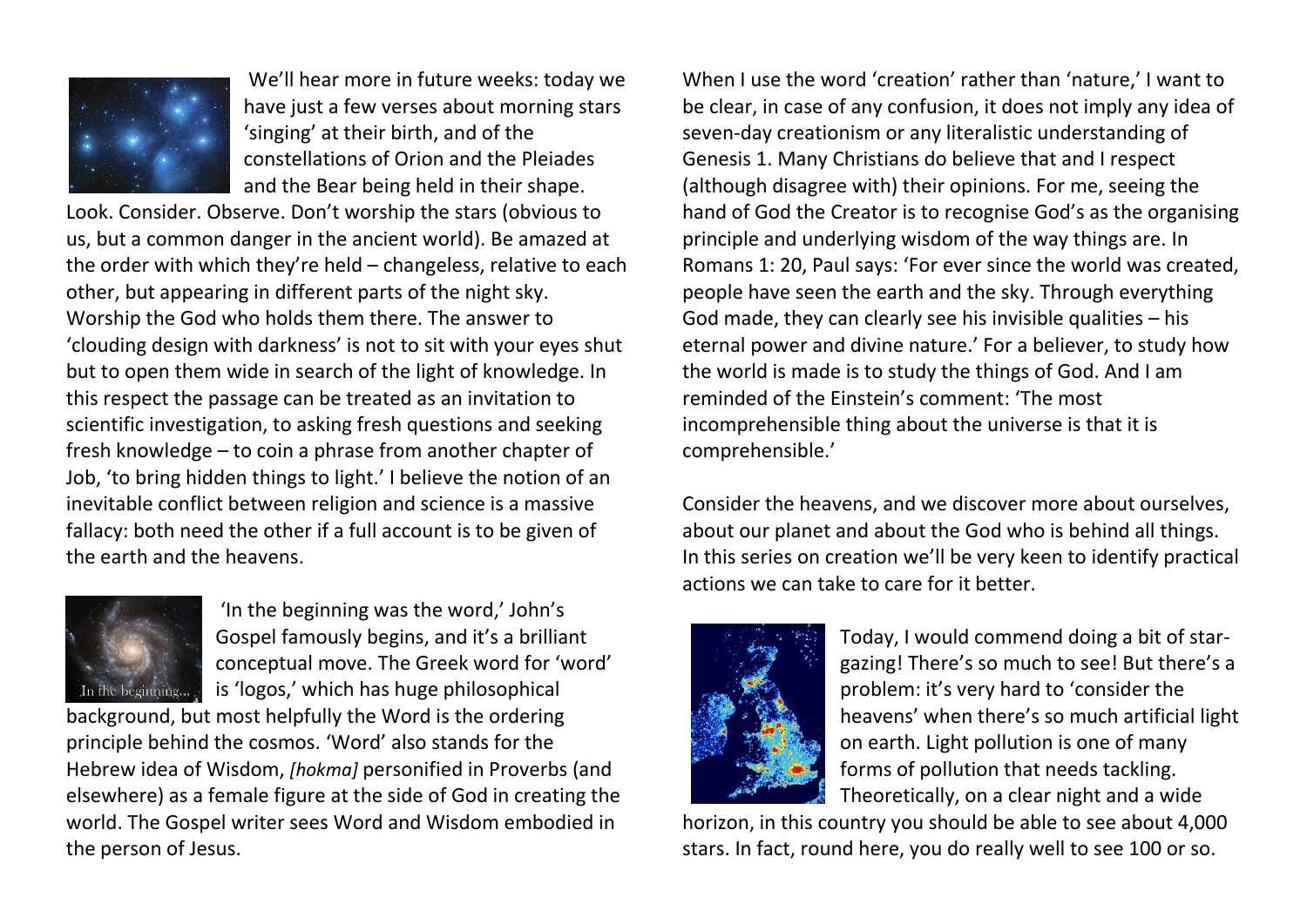We'll hear more in future weeks: today we have just a few verses about morning stars 'singing' at their birth, and of the constellations of Orion and the Pleiades and the Bear being held in their shape. Look. Consider. Observe. Don't worship the stars (obvious to us, but a common danger in the ancient world). Be amazed at the order with which they're held – changeless, relative to each other, but appearing in different parts of the night sky. Worship the God who holds them there. The answer to 'clouding design with darkness' is not to sit with your eyes shut but to open them wide in search of the light of knowledge. In this respect the passage can be treated as an invitation to scientific investigation, to asking fresh questions and seeking fresh knowledge – to coin a phrase from another chapter of Job, 'to bring hidden things to light.' I believe the notion of an inevitable conflict between religion and science is a massive fallacy: both need the other if a full account is to be given of the earth and the heavens.

In the beginning...

'In the beginning was the word,' John's Gospel famously begins, and it's a brilliant conceptual move. The Greek word for 'word' is 'logos,' which has huge philosophical background, but most helpfully the Word is the ordering principle behind the cosmos. 'Word' also stands for the Hebrew idea of Wisdom, *[hokma]* personified in Proverbs (and elsewhere) as a female figure at the side of God in creating the world. The Gospel writer sees Word and Wisdom embodied in the person of Jesus.

When I use the word 'creation' rather than 'nature,' I want to be clear, in case of any confusion, it does not imply any idea of seven-day creationism or any literalistic understanding of Genesis 1. Many Christians do believe that and I respect (although disagree with) their opinions. For me, seeing the hand of God the Creator is to recognise God's as the organising principle and underlying wisdom of the way things are. In Romans 1: 20, Paul says: 'For ever since the world was created, people have seen the earth and the sky. Through everything God made, they can clearly see his invisible qualities – his eternal power and divine nature.' For a believer, to study how the world is made is to study the things of God. And I am reminded of the Einstein's comment: 'The most incomprehensible thing about the universe is that it is comprehensible.'

Consider the heavens, and we discover more about ourselves, about our planet and about the God who is behind all things. In this series on creation we'll be very keen to identify practical actions we can take to care for it better.

Today, I would commend doing a bit of star-gazing! There's so much to see! But there's a problem: it's very hard to 'consider the heavens' when there's so much artificial light on earth. Light pollution is one of many forms of pollution that needs tackling. Theoretically, on a clear night and a wide horizon, in this country you should be able to see about 4,000 stars. In fact, round here, you do really well to see 100 or so.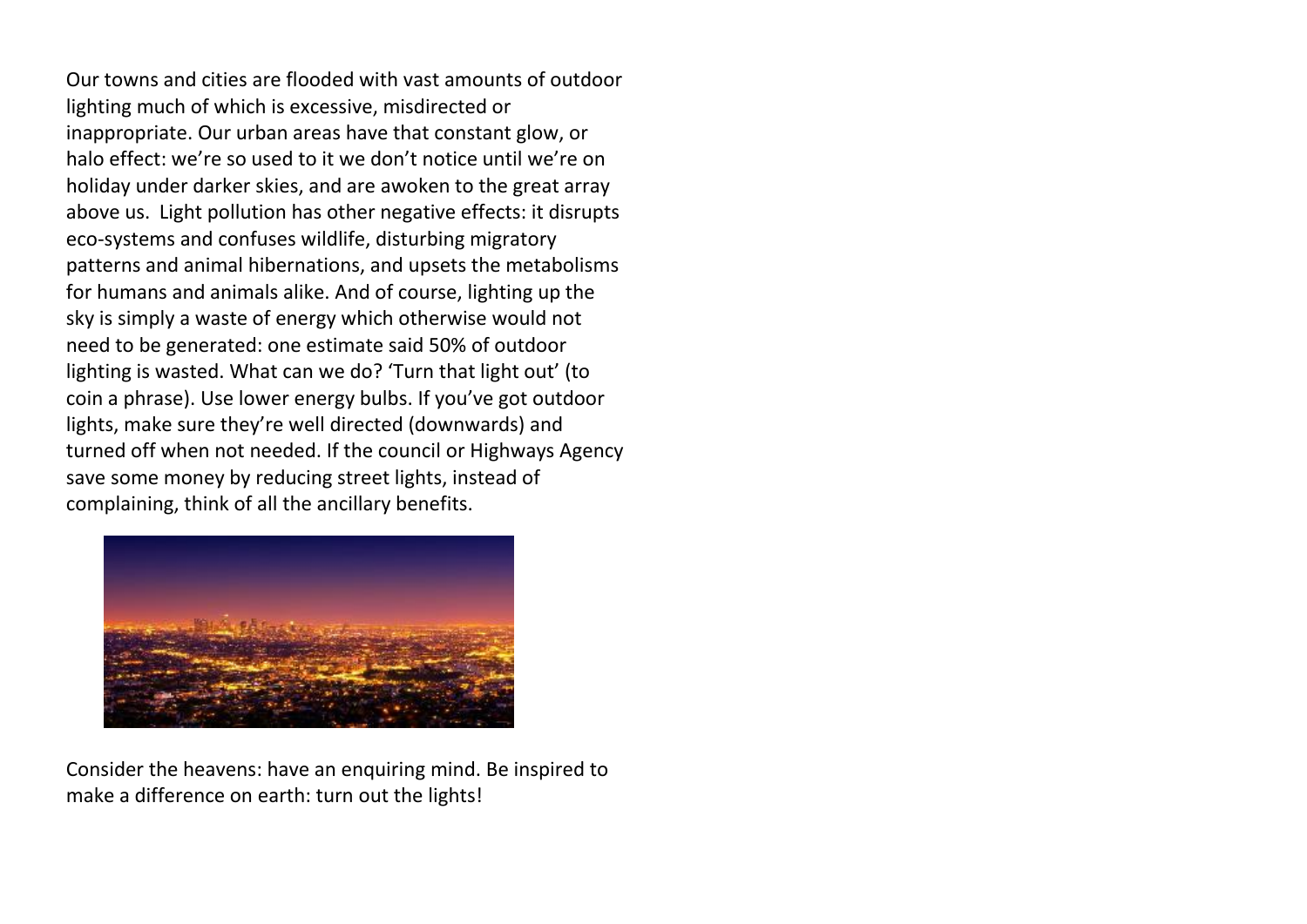Our towns and cities are flooded with vast amounts of outdoor lighting much of which is excessive, misdirected or inappropriate. Our urban areas have that constant glow, or halo effect: we're so used to it we don't notice until we're on holiday under darker skies, and are awoken to the great array above us. Light pollution has other negative effects: it disrupts eco-systems and confuses wildlife, disturbing migratory patterns and animal hibernations, and upsets the metabolisms for humans and animals alike. And of course, lighting up the sky is simply a waste of energy which otherwise would not need to be generated: one estimate said 50% of outdoor lighting is wasted. What can we do? 'Turn that light out' (to coin a phrase). Use lower energy bulbs. If you've got outdoor lights, make sure they're well directed (downwards) and turned off when not needed. If the council or Highways Agency save some money by reducing street lights, instead of complaining, think of all the ancillary benefits.

Consider the heavens: have an enquiring mind. Be inspired to make a difference on earth: turn out the lights!